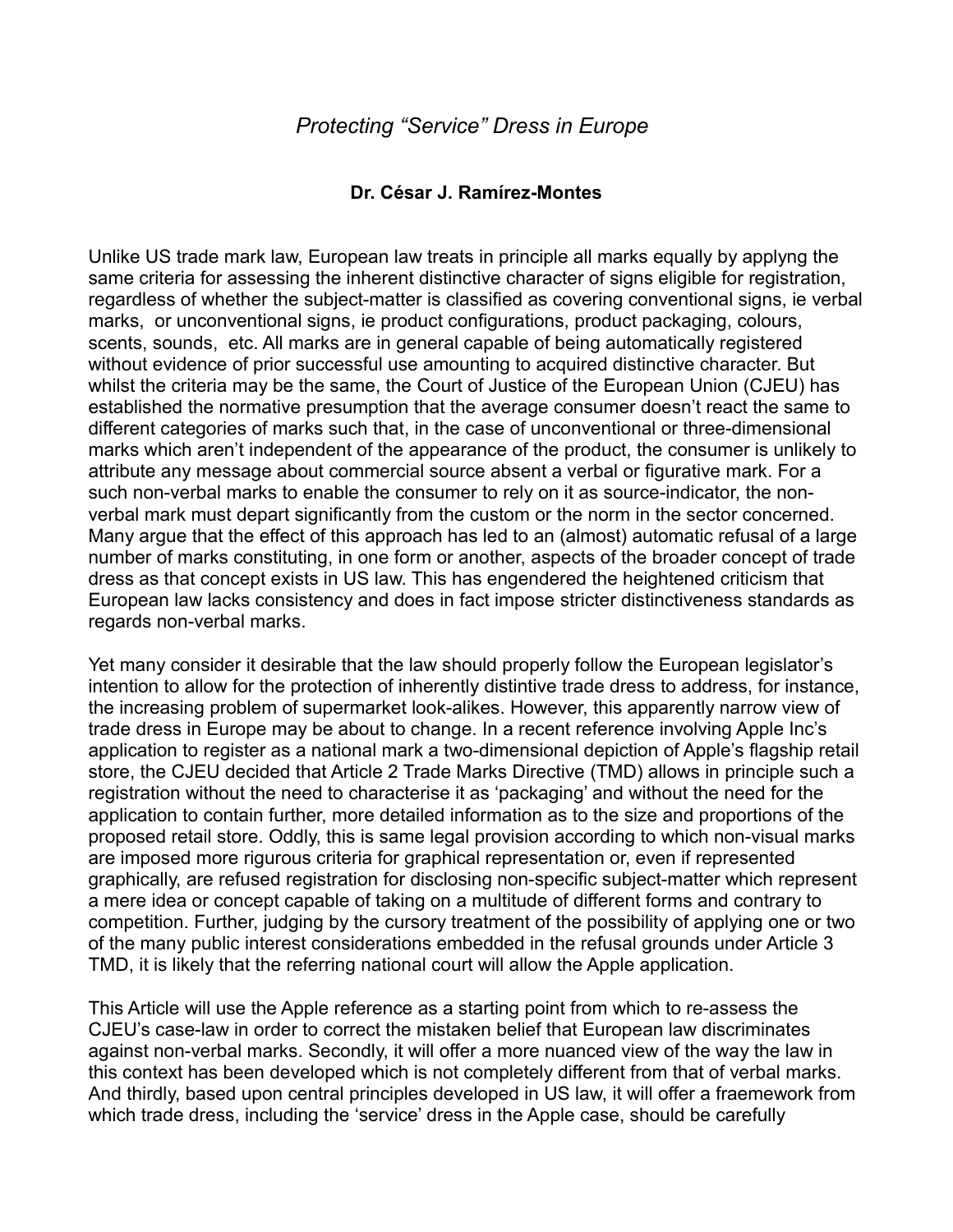# *Protecting "Service" Dress in Europe*

**Dr. César J. Ramírez-Montes**

Unlike US trade mark law, European law treats in principle all marks equally by applyng the same criteria for assessing the inherent distinctive character of signs eligible for registration, regardless of whether the subject-matter is classified as covering conventional signs, ie verbal marks, or unconventional signs, ie product configurations, product packaging, colours, scents, sounds, etc. All marks are in general capable of being automatically registered without evidence of prior successful use amounting to acquired distinctive character. But whilst the criteria may be the same, the Court of Justice of the European Union (CJEU) has established the normative presumption that the average consumer doesn't react the same to different categories of marks such that, in the case of unconventional or three-dimensional marks which aren't independent of the appearance of the product, the consumer is unlikely to attribute any message about commercial source absent a verbal or figurative mark. For a such non-verbal marks to enable the consumer to rely on it as source-indicator, the non-verbal mark must depart significantly from the custom or the norm in the sector concerned. Many argue that the effect of this approach has led to an (almost) automatic refusal of a large number of marks constituting, in one form or another, aspects of the broader concept of trade dress as that concept exists in US law. This has engendered the heightened criticism that European law lacks consistency and does in fact impose stricter distinctiveness standards as regards non-verbal marks.

Yet many consider it desirable that the law should properly follow the European legislator's intention to allow for the protection of inherently distintive trade dress to address, for instance, the increasing problem of supermarket look-alikes. However, this apparently narrow view of trade dress in Europe may be about to change. In a recent reference involving Apple Inc's application to register as a national mark a two-dimensional depiction of Apple's flagship retail store, the CJEU decided that Article 2 Trade Marks Directive (TMD) allows in principle such a registration without the need to characterise it as 'packaging' and without the need for the application to contain further, more detailed information as to the size and proportions of the proposed retail store. Oddly, this is same legal provision according to which non-visual marks are imposed more rigurous criteria for graphical representation or, even if represented graphically, are refused registration for disclosing non-specific subject-matter which represent a mere idea or concept capable of taking on a multitude of different forms and contrary to competition. Further, judging by the cursory treatment of the possibility of applying one or two of the many public interest considerations embedded in the refusal grounds under Article 3 TMD, it is likely that the referring national court will allow the Apple application.

This Article will use the Apple reference as a starting point from which to re-assess the CJEU's case-law in order to correct the mistaken belief that European law discriminates against non-verbal marks. Secondly, it will offer a more nuanced view of the way the law in this context has been developed which is not completely different from that of verbal marks. And thirdly, based upon central principles developed in US law, it will offer a fraemework from which trade dress, including the 'service' dress in the Apple case, should be carefully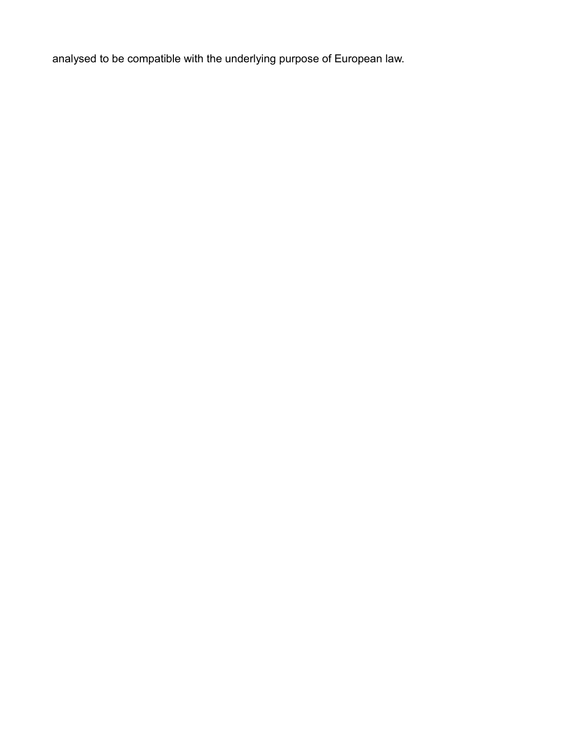analysed to be compatible with the underlying purpose of European law.